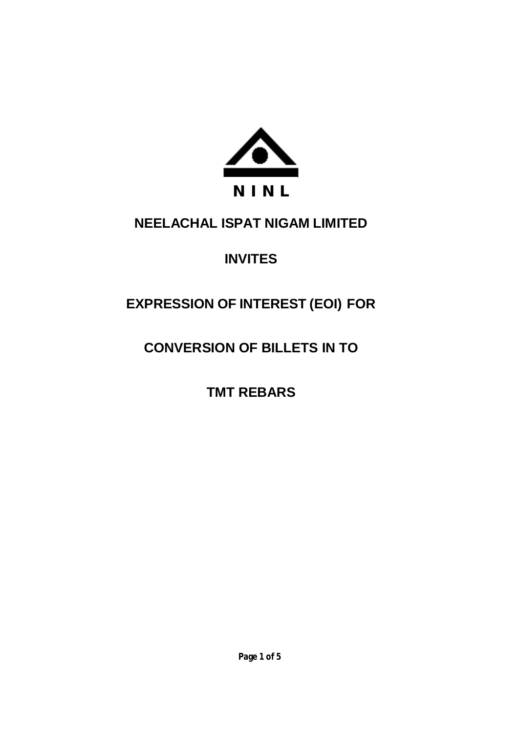**N I N L**

# NEELACHAL ISPAT NIGAM LIMITED

## INVITES

## EXPRESSION OF INTEREST (EOI) FOR

## CONVERSION OF BILLETS IN TO

## TMT REBARS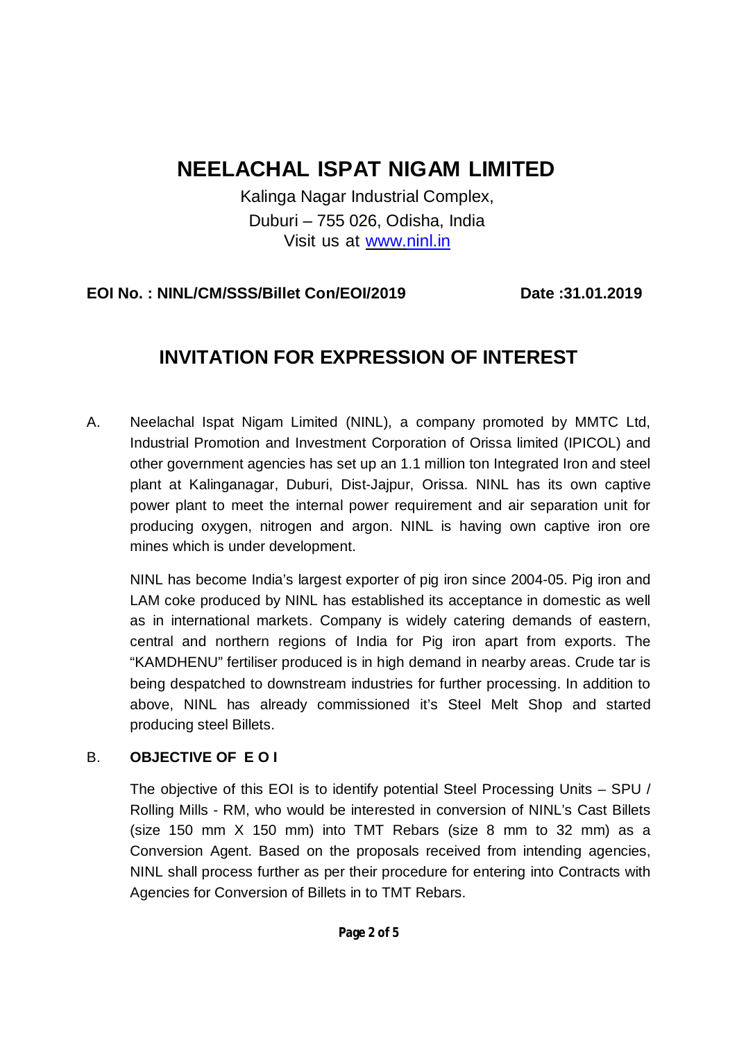# NEELACHAL ISPAT NIGAM LIMITED

Kalinga Nagar Industrial Complex,
Duburi – 755 026, Odisha, India
Visit us at www.ninl.in

**EOI No. : NINL/CM/SSS/Billet Con/EOI/2019** **Date :31.01.2019**

## INVITATION FOR EXPRESSION OF INTEREST

A. Neelachal Ispat Nigam Limited (NINL), a company promoted by MMTC Ltd, Industrial Promotion and Investment Corporation of Orissa limited (IPICOL) and other government agencies has set up an 1.1 million ton Integrated Iron and steel plant at Kalinganagar, Duburi, Dist-Jajpur, Orissa. NINL has its own captive power plant to meet the internal power requirement and air separation unit for producing oxygen, nitrogen and argon. NINL is having own captive iron ore mines which is under development.

NINL has become India's largest exporter of pig iron since 2004-05. Pig iron and LAM coke produced by NINL has established its acceptance in domestic as well as in international markets. Company is widely catering demands of eastern, central and northern regions of India for Pig iron apart from exports. The "KAMDHENU" fertiliser produced is in high demand in nearby areas. Crude tar is being despatched to downstream industries for further processing. In addition to above, NINL has already commissioned it's Steel Melt Shop and started producing steel Billets.

B. **OBJECTIVE OF E O I**

The objective of this EOI is to identify potential Steel Processing Units – SPU / Rolling Mills - RM, who would be interested in conversion of NINL's Cast Billets (size 150 mm X 150 mm) into TMT Rebars (size 8 mm to 32 mm) as a Conversion Agent. Based on the proposals received from intending agencies, NINL shall process further as per their procedure for entering into Contracts with Agencies for Conversion of Billets in to TMT Rebars.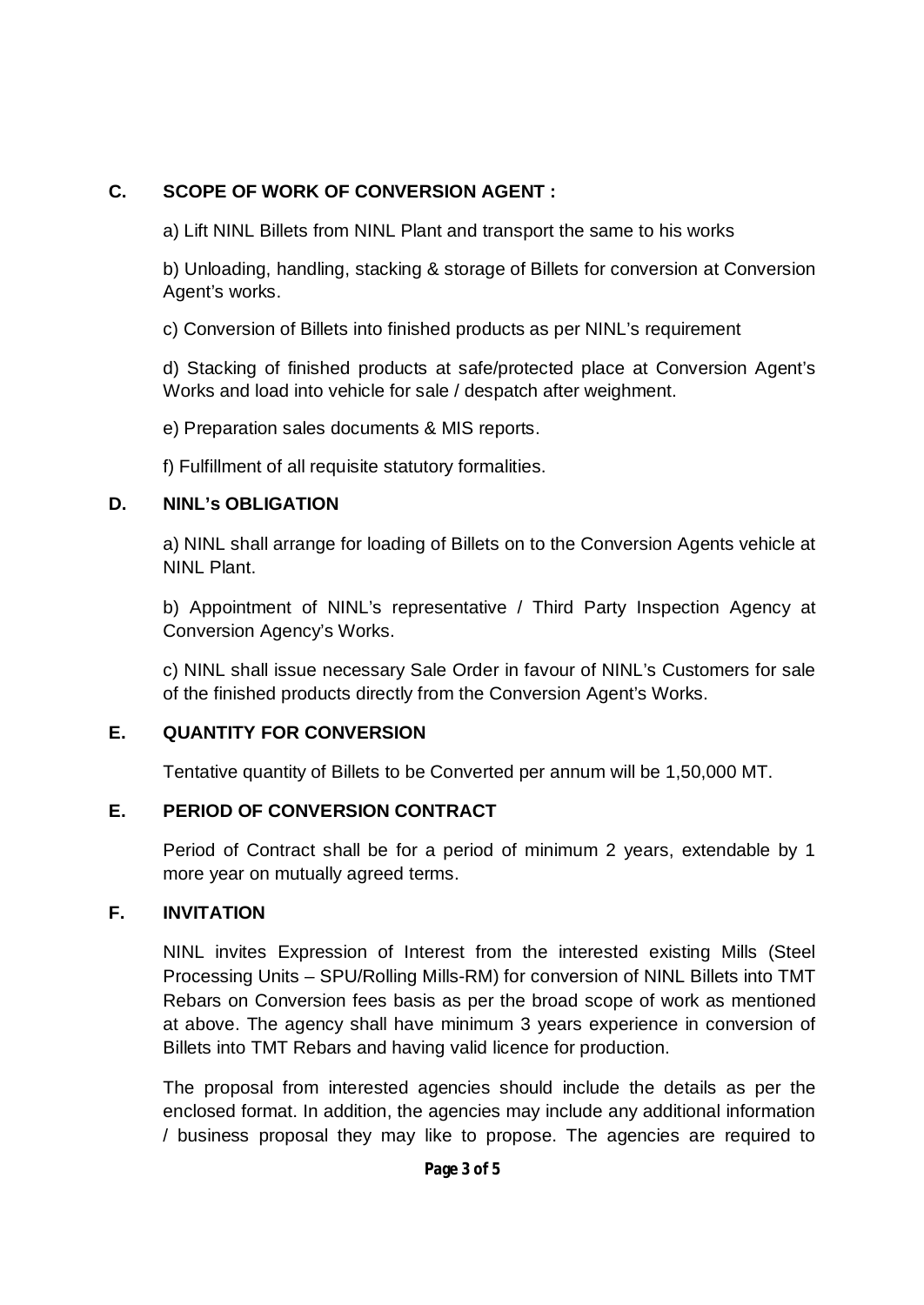## C. SCOPE OF WORK OF CONVERSION AGENT :

a) Lift NINL Billets from NINL Plant and transport the same to his works

b) Unloading, handling, stacking & storage of Billets for conversion at Conversion Agent's works.

c) Conversion of Billets into finished products as per NINL's requirement

d) Stacking of finished products at safe/protected place at Conversion Agent's Works and load into vehicle for sale / despatch after weighment.

e) Preparation sales documents & MIS reports.

f) Fulfillment of all requisite statutory formalities.

## D. NINL's OBLIGATION

a) NINL shall arrange for loading of Billets on to the Conversion Agents vehicle at NINL Plant.

b) Appointment of NINL's representative / Third Party Inspection Agency at Conversion Agency's Works.

c) NINL shall issue necessary Sale Order in favour of NINL's Customers for sale of the finished products directly from the Conversion Agent's Works.

## E. QUANTITY FOR CONVERSION

Tentative quantity of Billets to be Converted per annum will be 1,50,000 MT.

## E. PERIOD OF CONVERSION CONTRACT

Period of Contract shall be for a period of minimum 2 years, extendable by 1 more year on mutually agreed terms.

## F. INVITATION

NINL invites Expression of Interest from the interested existing Mills (Steel Processing Units – SPU/Rolling Mills-RM) for conversion of NINL Billets into TMT Rebars on Conversion fees basis as per the broad scope of work as mentioned at above. The agency shall have minimum 3 years experience in conversion of Billets into TMT Rebars and having valid licence for production.

The proposal from interested agencies should include the details as per the enclosed format. In addition, the agencies may include any additional information / business proposal they may like to propose. The agencies are required to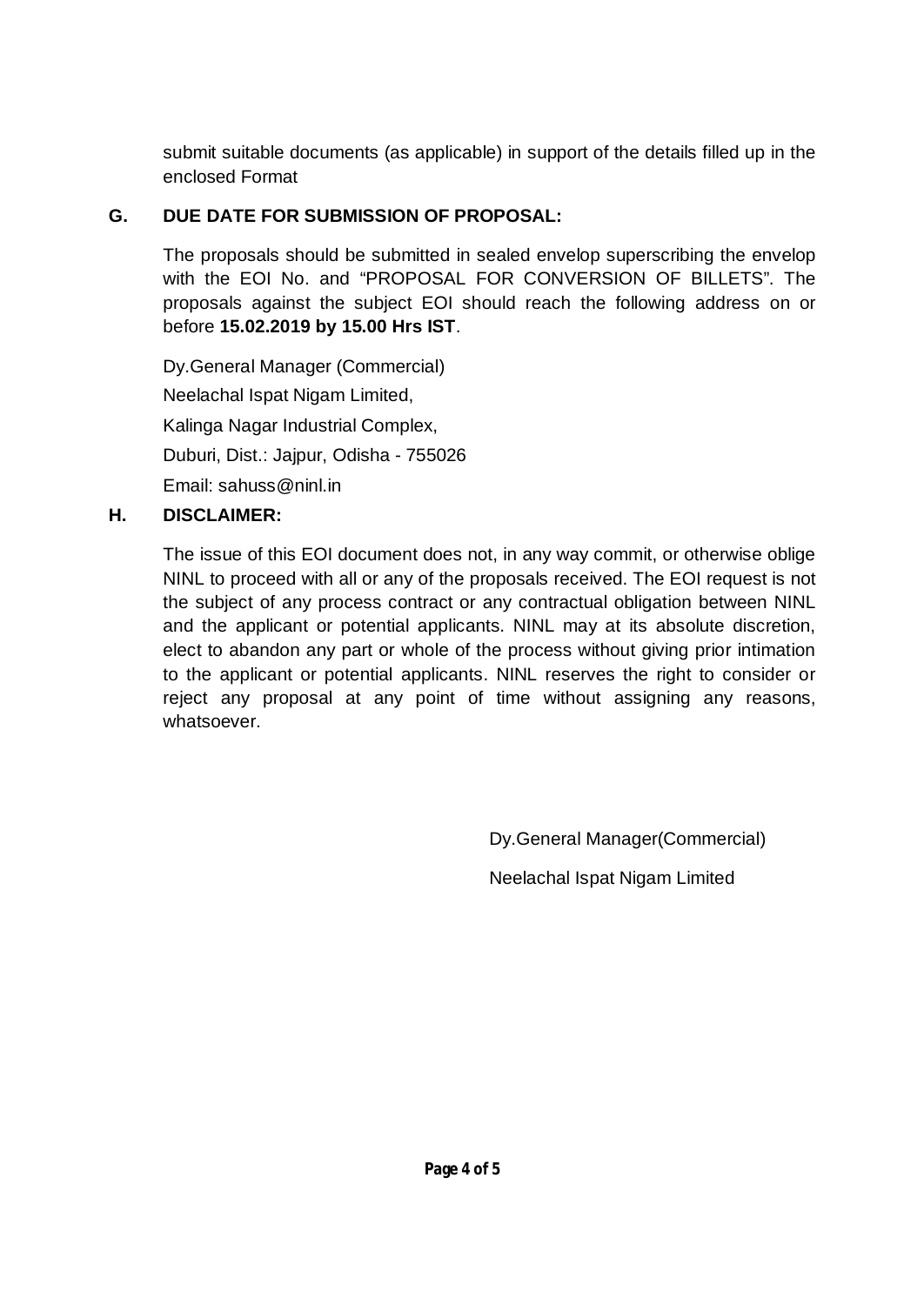submit suitable documents (as applicable) in support of the details filled up in the enclosed Format

## G. DUE DATE FOR SUBMISSION OF PROPOSAL:

The proposals should be submitted in sealed envelop superscribing the envelop with the EOI No. and "PROPOSAL FOR CONVERSION OF BILLETS". The proposals against the subject EOI should reach the following address on or before **15.02.2019 by 15.00 Hrs IST**.

Dy.General Manager (Commercial)

Neelachal Ispat Nigam Limited,

Kalinga Nagar Industrial Complex,

Duburi, Dist.: Jajpur, Odisha - 755026

Email: sahuss@ninl.in

## H. DISCLAIMER:

The issue of this EOI document does not, in any way commit, or otherwise oblige NINL to proceed with all or any of the proposals received. The EOI request is not the subject of any process contract or any contractual obligation between NINL and the applicant or potential applicants. NINL may at its absolute discretion, elect to abandon any part or whole of the process without giving prior intimation to the applicant or potential applicants. NINL reserves the right to consider or reject any proposal at any point of time without assigning any reasons, whatsoever.

Dy.General Manager(Commercial)

Neelachal Ispat Nigam Limited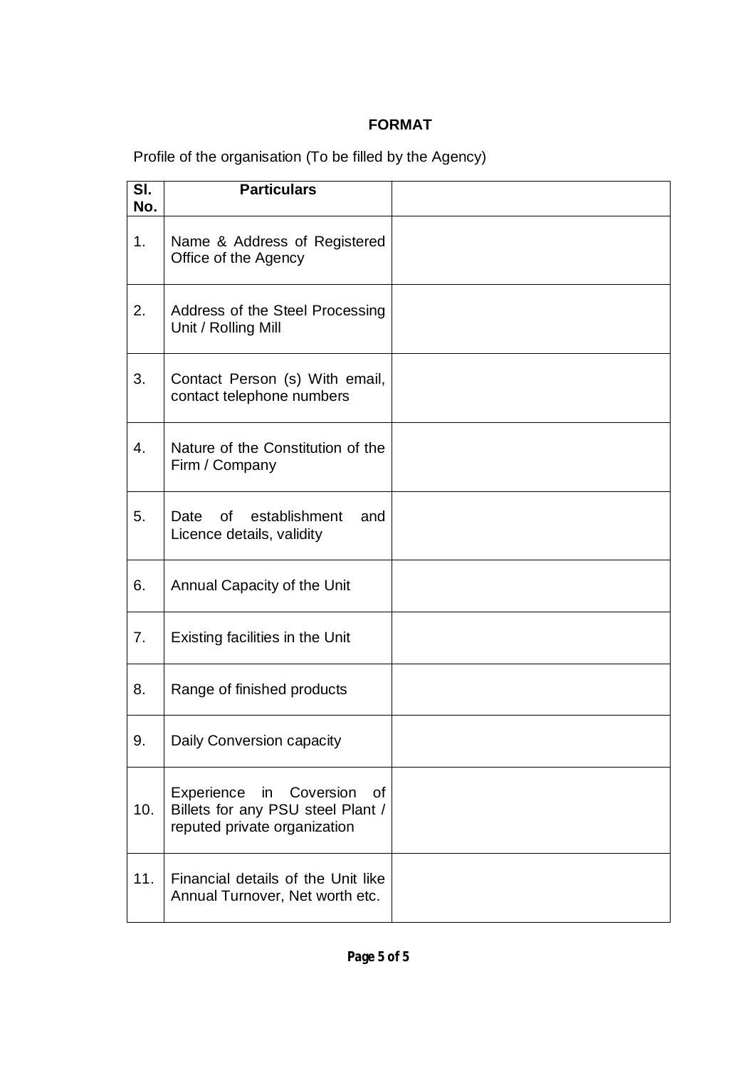## FORMAT

Profile of the organisation (To be filled by the Agency)

| Sl. No. | Particulars | |
|---|---|---|
| 1. | Name & Address of Registered Office of the Agency | |
| 2. | Address of the Steel Processing Unit / Rolling Mill | |
| 3. | Contact Person (s) With email, contact telephone numbers | |
| 4. | Nature of the Constitution of the Firm / Company | |
| 5. | Date of establishment and Licence details, validity | |
| 6. | Annual Capacity of the Unit | |
| 7. | Existing facilities in the Unit | |
| 8. | Range of finished products | |
| 9. | Daily Conversion capacity | |
| 10. | Experience in Coversion of Billets for any PSU steel Plant / reputed private organization | |
| 11. | Financial details of the Unit like Annual Turnover, Net worth etc. | |